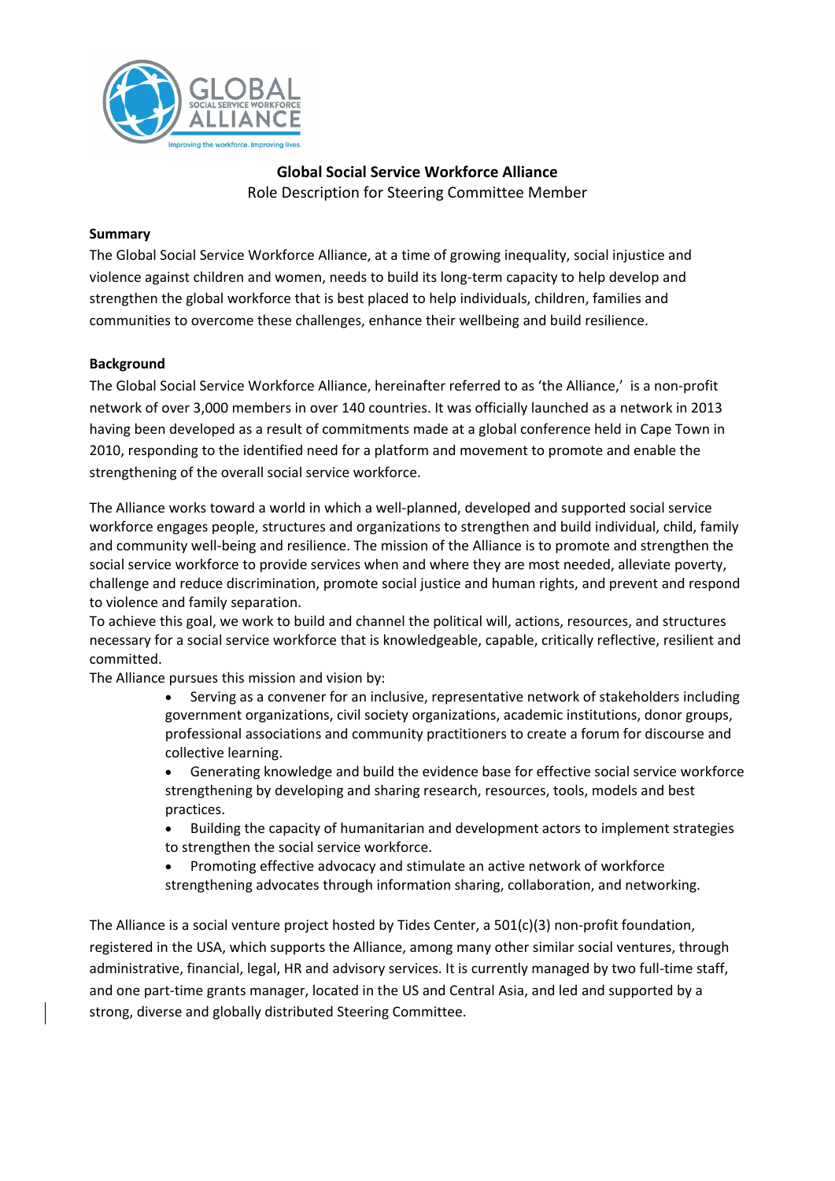# Global Social Service Workforce Alliance

Role Description for Steering Committee Member

**Summary**

The Global Social Service Workforce Alliance, at a time of growing inequality, social injustice and violence against children and women, needs to build its long-term capacity to help develop and strengthen the global workforce that is best placed to help individuals, children, families and communities to overcome these challenges, enhance their wellbeing and build resilience.

**Background**

The Global Social Service Workforce Alliance, hereinafter referred to as 'the Alliance,' is a non-profit network of over 3,000 members in over 140 countries. It was officially launched as a network in 2013 having been developed as a result of commitments made at a global conference held in Cape Town in 2010, responding to the identified need for a platform and movement to promote and enable the strengthening of the overall social service workforce.

The Alliance works toward a world in which a well-planned, developed and supported social service workforce engages people, structures and organizations to strengthen and build individual, child, family and community well-being and resilience. The mission of the Alliance is to promote and strengthen the social service workforce to provide services when and where they are most needed, alleviate poverty, challenge and reduce discrimination, promote social justice and human rights, and prevent and respond to violence and family separation.

To achieve this goal, we work to build and channel the political will, actions, resources, and structures necessary for a social service workforce that is knowledgeable, capable, critically reflective, resilient and committed.

The Alliance pursues this mission and vision by:

- Serving as a convener for an inclusive, representative network of stakeholders including government organizations, civil society organizations, academic institutions, donor groups, professional associations and community practitioners to create a forum for discourse and collective learning.
- Generating knowledge and build the evidence base for effective social service workforce strengthening by developing and sharing research, resources, tools, models and best practices.
- Building the capacity of humanitarian and development actors to implement strategies to strengthen the social service workforce.
- Promoting effective advocacy and stimulate an active network of workforce strengthening advocates through information sharing, collaboration, and networking.

The Alliance is a social venture project hosted by Tides Center, a 501(c)(3) non-profit foundation, registered in the USA, which supports the Alliance, among many other similar social ventures, through administrative, financial, legal, HR and advisory services. It is currently managed by two full-time staff, and one part-time grants manager, located in the US and Central Asia, and led and supported by a strong, diverse and globally distributed Steering Committee.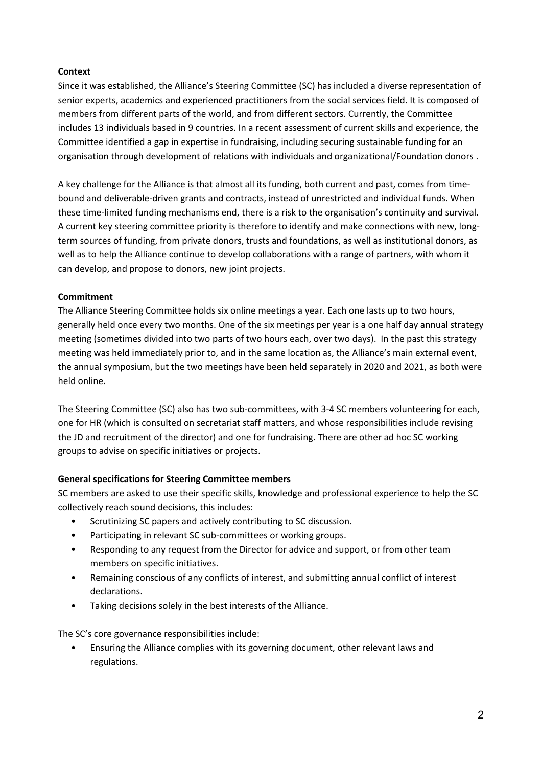**Context**

Since it was established, the Alliance's Steering Committee (SC) has included a diverse representation of senior experts, academics and experienced practitioners from the social services field. It is composed of members from different parts of the world, and from different sectors. Currently, the Committee includes 13 individuals based in 9 countries. In a recent assessment of current skills and experience, the Committee identified a gap in expertise in fundraising, including securing sustainable funding for an organisation through development of relations with individuals and organizational/Foundation donors .

A key challenge for the Alliance is that almost all its funding, both current and past, comes from time-bound and deliverable-driven grants and contracts, instead of unrestricted and individual funds. When these time-limited funding mechanisms end, there is a risk to the organisation's continuity and survival. A current key steering committee priority is therefore to identify and make connections with new, long-term sources of funding, from private donors, trusts and foundations, as well as institutional donors, as well as to help the Alliance continue to develop collaborations with a range of partners, with whom it can develop, and propose to donors, new joint projects.

**Commitment**

The Alliance Steering Committee holds six online meetings a year. Each one lasts up to two hours, generally held once every two months. One of the six meetings per year is a one half day annual strategy meeting (sometimes divided into two parts of two hours each, over two days). In the past this strategy meeting was held immediately prior to, and in the same location as, the Alliance's main external event, the annual symposium, but the two meetings have been held separately in 2020 and 2021, as both were held online.

The Steering Committee (SC) also has two sub-committees, with 3-4 SC members volunteering for each, one for HR (which is consulted on secretariat staff matters, and whose responsibilities include revising the JD and recruitment of the director) and one for fundraising. There are other ad hoc SC working groups to advise on specific initiatives or projects.

**General specifications for Steering Committee members**

SC members are asked to use their specific skills, knowledge and professional experience to help the SC collectively reach sound decisions, this includes:

- Scrutinizing SC papers and actively contributing to SC discussion.
- Participating in relevant SC sub-committees or working groups.
- Responding to any request from the Director for advice and support, or from other team members on specific initiatives.
- Remaining conscious of any conflicts of interest, and submitting annual conflict of interest declarations.
- Taking decisions solely in the best interests of the Alliance.

The SC's core governance responsibilities include:

- Ensuring the Alliance complies with its governing document, other relevant laws and regulations.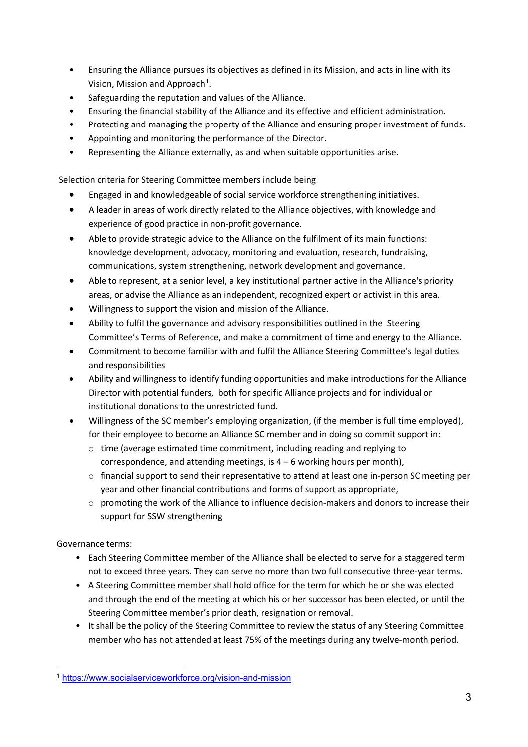- Ensuring the Alliance pursues its objectives as defined in its Mission, and acts in line with its Vision, Mission and Approach[1].
- Safeguarding the reputation and values of the Alliance.
- Ensuring the financial stability of the Alliance and its effective and efficient administration.
- Protecting and managing the property of the Alliance and ensuring proper investment of funds.
- Appointing and monitoring the performance of the Director.
- Representing the Alliance externally, as and when suitable opportunities arise.

Selection criteria for Steering Committee members include being:

- Engaged in and knowledgeable of social service workforce strengthening initiatives.
- A leader in areas of work directly related to the Alliance objectives, with knowledge and experience of good practice in non-profit governance.
- Able to provide strategic advice to the Alliance on the fulfilment of its main functions: knowledge development, advocacy, monitoring and evaluation, research, fundraising, communications, system strengthening, network development and governance.
- Able to represent, at a senior level, a key institutional partner active in the Alliance's priority areas, or advise the Alliance as an independent, recognized expert or activist in this area.
- Willingness to support the vision and mission of the Alliance.
- Ability to fulfil the governance and advisory responsibilities outlined in the Steering Committee's Terms of Reference, and make a commitment of time and energy to the Alliance.
- Commitment to become familiar with and fulfil the Alliance Steering Committee's legal duties and responsibilities
- Ability and willingness to identify funding opportunities and make introductions for the Alliance Director with potential funders, both for specific Alliance projects and for individual or institutional donations to the unrestricted fund.
- Willingness of the SC member's employing organization, (if the member is full time employed), for their employee to become an Alliance SC member and in doing so commit support in:
  - time (average estimated time commitment, including reading and replying to correspondence, and attending meetings, is 4 – 6 working hours per month),
  - financial support to send their representative to attend at least one in-person SC meeting per year and other financial contributions and forms of support as appropriate,
  - promoting the work of the Alliance to influence decision-makers and donors to increase their support for SSW strengthening

Governance terms:

- Each Steering Committee member of the Alliance shall be elected to serve for a staggered term not to exceed three years. They can serve no more than two full consecutive three-year terms.
- A Steering Committee member shall hold office for the term for which he or she was elected and through the end of the meeting at which his or her successor has been elected, or until the Steering Committee member's prior death, resignation or removal.
- It shall be the policy of the Steering Committee to review the status of any Steering Committee member who has not attended at least 75% of the meetings during any twelve-month period.

[1] https://www.socialserviceworkforce.org/vision-and-mission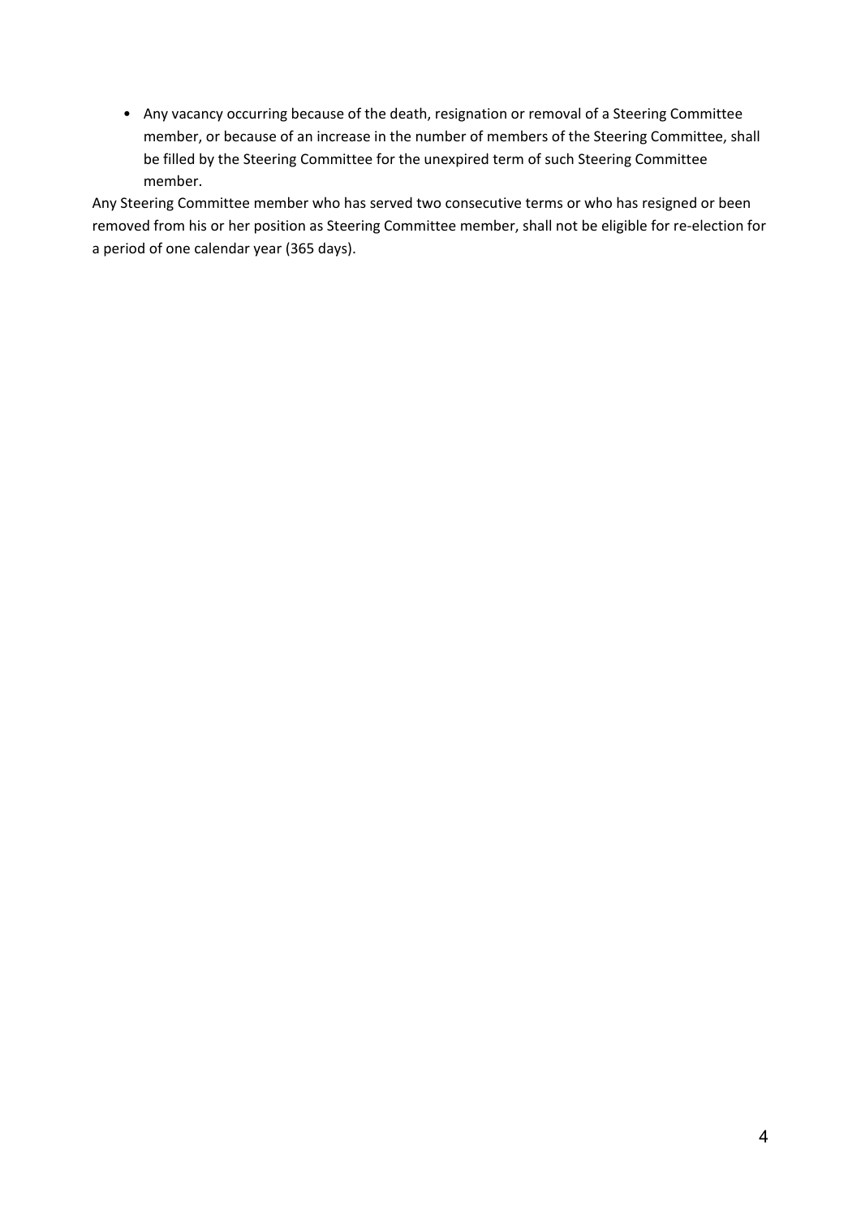- Any vacancy occurring because of the death, resignation or removal of a Steering Committee member, or because of an increase in the number of members of the Steering Committee, shall be filled by the Steering Committee for the unexpired term of such Steering Committee member.

Any Steering Committee member who has served two consecutive terms or who has resigned or been removed from his or her position as Steering Committee member, shall not be eligible for re-election for a period of one calendar year (365 days).